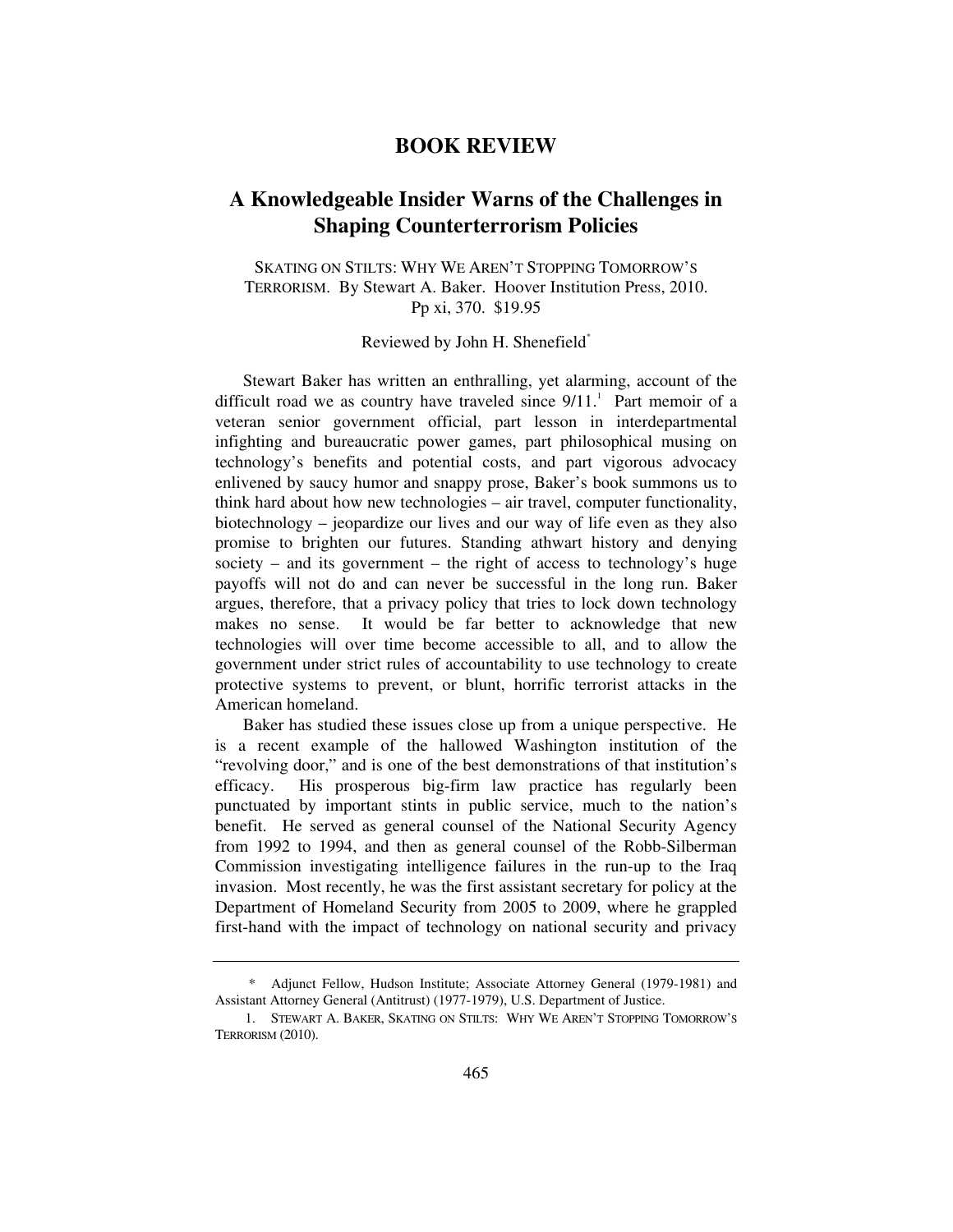## BOOK REVIEW

# A Knowledgeable Insider Warns of the Challenges in Shaping Counterterrorism Policies

SKATING ON STILTS: WHY WE AREN'T STOPPING TOMORROW'S TERRORISM. By Stewart A. Baker. Hoover Institution Press, 2010. Pp xi, 370. $19.95

Reviewed by John H. Shenefield[*]

Stewart Baker has written an enthralling, yet alarming, account of the difficult road we as country have traveled since 9/11.[1] Part memoir of a veteran senior government official, part lesson in interdepartmental infighting and bureaucratic power games, part philosophical musing on technology's benefits and potential costs, and part vigorous advocacy enlivened by saucy humor and snappy prose, Baker's book summons us to think hard about how new technologies – air travel, computer functionality, biotechnology – jeopardize our lives and our way of life even as they also promise to brighten our futures. Standing athwart history and denying society – and its government – the right of access to technology's huge payoffs will not do and can never be successful in the long run. Baker argues, therefore, that a privacy policy that tries to lock down technology makes no sense. It would be far better to acknowledge that new technologies will over time become accessible to all, and to allow the government under strict rules of accountability to use technology to create protective systems to prevent, or blunt, horrific terrorist attacks in the American homeland.

Baker has studied these issues close up from a unique perspective. He is a recent example of the hallowed Washington institution of the "revolving door," and is one of the best demonstrations of that institution's efficacy. His prosperous big-firm law practice has regularly been punctuated by important stints in public service, much to the nation's benefit. He served as general counsel of the National Security Agency from 1992 to 1994, and then as general counsel of the Robb-Silberman Commission investigating intelligence failures in the run-up to the Iraq invasion. Most recently, he was the first assistant secretary for policy at the Department of Homeland Security from 2005 to 2009, where he grappled first-hand with the impact of technology on national security and privacy

---

[*] Adjunct Fellow, Hudson Institute; Associate Attorney General (1979-1981) and Assistant Attorney General (Antitrust) (1977-1979), U.S. Department of Justice.

1. STEWART A. BAKER, SKATING ON STILTS: WHY WE AREN'T STOPPING TOMORROW'S TERRORISM (2010).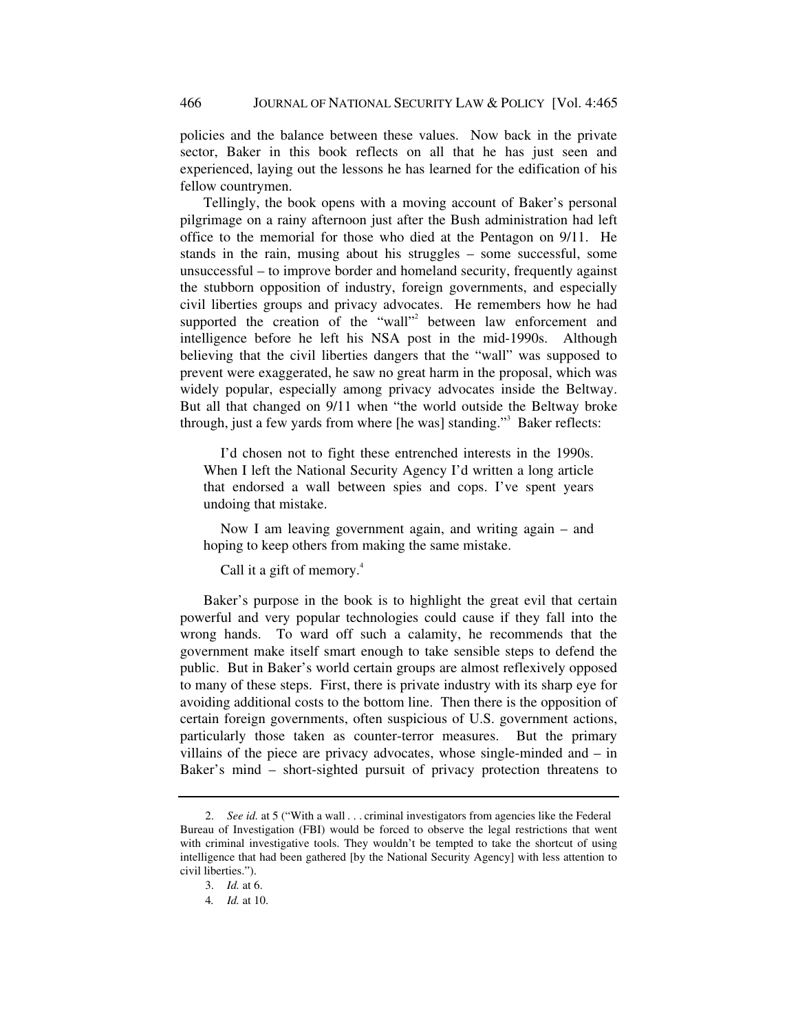policies and the balance between these values. Now back in the private sector, Baker in this book reflects on all that he has just seen and experienced, laying out the lessons he has learned for the edification of his fellow countrymen.

Tellingly, the book opens with a moving account of Baker's personal pilgrimage on a rainy afternoon just after the Bush administration had left office to the memorial for those who died at the Pentagon on 9/11. He stands in the rain, musing about his struggles – some successful, some unsuccessful – to improve border and homeland security, frequently against the stubborn opposition of industry, foreign governments, and especially civil liberties groups and privacy advocates. He remembers how he had supported the creation of the "wall"[2] between law enforcement and intelligence before he left his NSA post in the mid-1990s. Although believing that the civil liberties dangers that the "wall" was supposed to prevent were exaggerated, he saw no great harm in the proposal, which was widely popular, especially among privacy advocates inside the Beltway. But all that changed on 9/11 when "the world outside the Beltway broke through, just a few yards from where [he was] standing."[3] Baker reflects:

> I'd chosen not to fight these entrenched interests in the 1990s. When I left the National Security Agency I'd written a long article that endorsed a wall between spies and cops. I've spent years undoing that mistake.
>
> Now I am leaving government again, and writing again – and hoping to keep others from making the same mistake.
>
> Call it a gift of memory.[4]

Baker's purpose in the book is to highlight the great evil that certain powerful and very popular technologies could cause if they fall into the wrong hands. To ward off such a calamity, he recommends that the government make itself smart enough to take sensible steps to defend the public. But in Baker's world certain groups are almost reflexively opposed to many of these steps. First, there is private industry with its sharp eye for avoiding additional costs to the bottom line. Then there is the opposition of certain foreign governments, often suspicious of U.S. government actions, particularly those taken as counter-terror measures. But the primary villains of the piece are privacy advocates, whose single-minded and – in Baker's mind – short-sighted pursuit of privacy protection threatens to

---

2. *See id.* at 5 ("With a wall . . . criminal investigators from agencies like the Federal Bureau of Investigation (FBI) would be forced to observe the legal restrictions that went with criminal investigative tools. They wouldn't be tempted to take the shortcut of using intelligence that had been gathered [by the National Security Agency] with less attention to civil liberties.").

3. *Id.* at 6.

4. *Id.* at 10.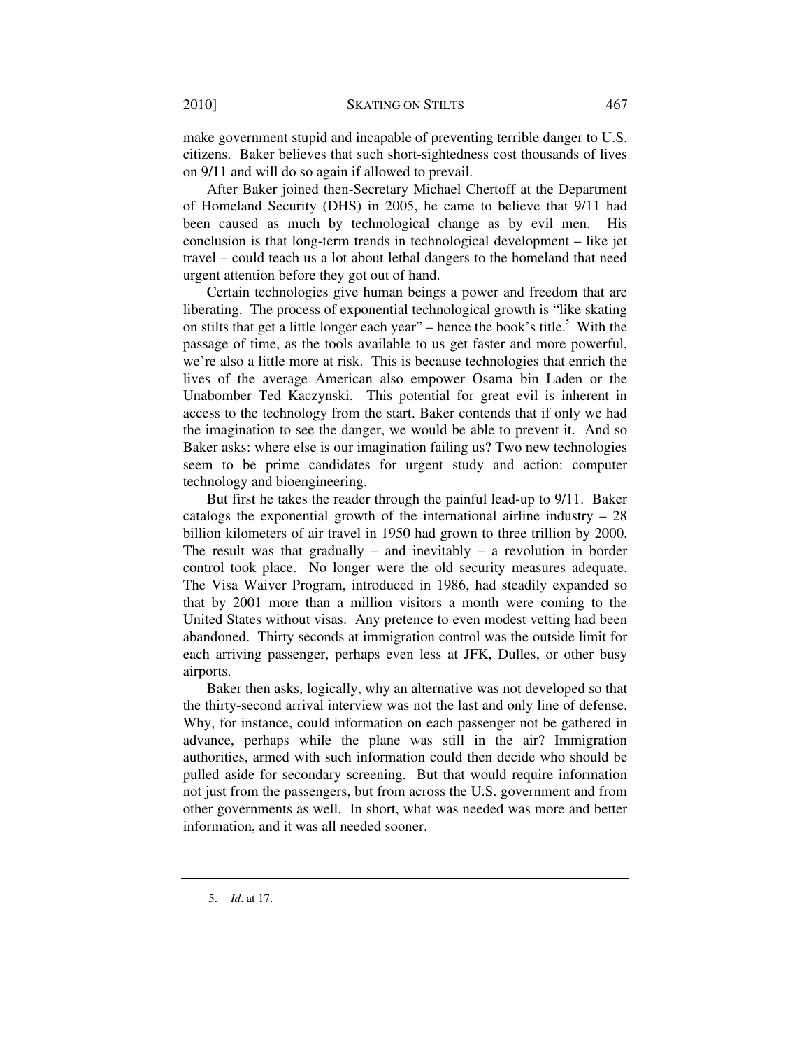make government stupid and incapable of preventing terrible danger to U.S. citizens. Baker believes that such short-sightedness cost thousands of lives on 9/11 and will do so again if allowed to prevail.

After Baker joined then-Secretary Michael Chertoff at the Department of Homeland Security (DHS) in 2005, he came to believe that 9/11 had been caused as much by technological change as by evil men. His conclusion is that long-term trends in technological development – like jet travel – could teach us a lot about lethal dangers to the homeland that need urgent attention before they got out of hand.

Certain technologies give human beings a power and freedom that are liberating. The process of exponential technological growth is "like skating on stilts that get a little longer each year" – hence the book's title.[5] With the passage of time, as the tools available to us get faster and more powerful, we're also a little more at risk. This is because technologies that enrich the lives of the average American also empower Osama bin Laden or the Unabomber Ted Kaczynski. This potential for great evil is inherent in access to the technology from the start. Baker contends that if only we had the imagination to see the danger, we would be able to prevent it. And so Baker asks: where else is our imagination failing us? Two new technologies seem to be prime candidates for urgent study and action: computer technology and bioengineering.

But first he takes the reader through the painful lead-up to 9/11. Baker catalogs the exponential growth of the international airline industry – 28 billion kilometers of air travel in 1950 had grown to three trillion by 2000. The result was that gradually – and inevitably – a revolution in border control took place. No longer were the old security measures adequate. The Visa Waiver Program, introduced in 1986, had steadily expanded so that by 2001 more than a million visitors a month were coming to the United States without visas. Any pretence to even modest vetting had been abandoned. Thirty seconds at immigration control was the outside limit for each arriving passenger, perhaps even less at JFK, Dulles, or other busy airports.

Baker then asks, logically, why an alternative was not developed so that the thirty-second arrival interview was not the last and only line of defense. Why, for instance, could information on each passenger not be gathered in advance, perhaps while the plane was still in the air? Immigration authorities, armed with such information could then decide who should be pulled aside for secondary screening. But that would require information not just from the passengers, but from across the U.S. government and from other governments as well. In short, what was needed was more and better information, and it was all needed sooner.

---

5. *Id*. at 17.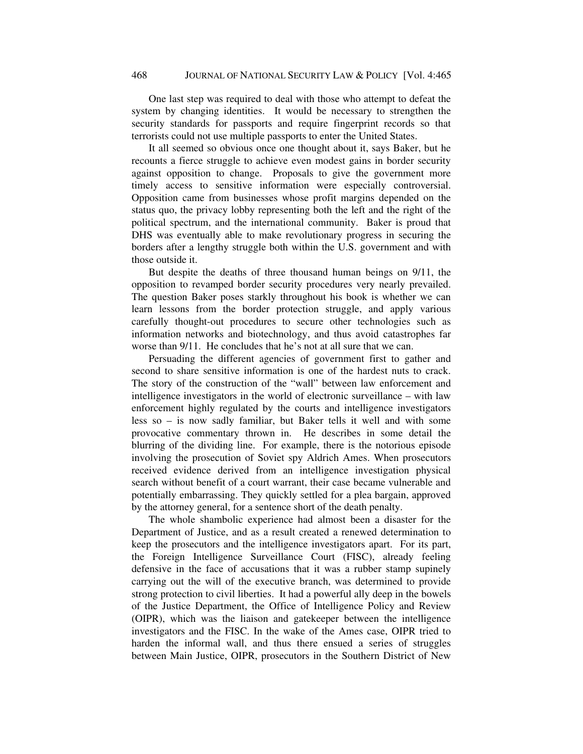One last step was required to deal with those who attempt to defeat the system by changing identities. It would be necessary to strengthen the security standards for passports and require fingerprint records so that terrorists could not use multiple passports to enter the United States.

It all seemed so obvious once one thought about it, says Baker, but he recounts a fierce struggle to achieve even modest gains in border security against opposition to change. Proposals to give the government more timely access to sensitive information were especially controversial. Opposition came from businesses whose profit margins depended on the status quo, the privacy lobby representing both the left and the right of the political spectrum, and the international community. Baker is proud that DHS was eventually able to make revolutionary progress in securing the borders after a lengthy struggle both within the U.S. government and with those outside it.

But despite the deaths of three thousand human beings on 9/11, the opposition to revamped border security procedures very nearly prevailed. The question Baker poses starkly throughout his book is whether we can learn lessons from the border protection struggle, and apply various carefully thought-out procedures to secure other technologies such as information networks and biotechnology, and thus avoid catastrophes far worse than 9/11. He concludes that he's not at all sure that we can.

Persuading the different agencies of government first to gather and second to share sensitive information is one of the hardest nuts to crack. The story of the construction of the "wall" between law enforcement and intelligence investigators in the world of electronic surveillance – with law enforcement highly regulated by the courts and intelligence investigators less so – is now sadly familiar, but Baker tells it well and with some provocative commentary thrown in. He describes in some detail the blurring of the dividing line. For example, there is the notorious episode involving the prosecution of Soviet spy Aldrich Ames. When prosecutors received evidence derived from an intelligence investigation physical search without benefit of a court warrant, their case became vulnerable and potentially embarrassing. They quickly settled for a plea bargain, approved by the attorney general, for a sentence short of the death penalty.

The whole shambolic experience had almost been a disaster for the Department of Justice, and as a result created a renewed determination to keep the prosecutors and the intelligence investigators apart. For its part, the Foreign Intelligence Surveillance Court (FISC), already feeling defensive in the face of accusations that it was a rubber stamp supinely carrying out the will of the executive branch, was determined to provide strong protection to civil liberties. It had a powerful ally deep in the bowels of the Justice Department, the Office of Intelligence Policy and Review (OIPR), which was the liaison and gatekeeper between the intelligence investigators and the FISC. In the wake of the Ames case, OIPR tried to harden the informal wall, and thus there ensued a series of struggles between Main Justice, OIPR, prosecutors in the Southern District of New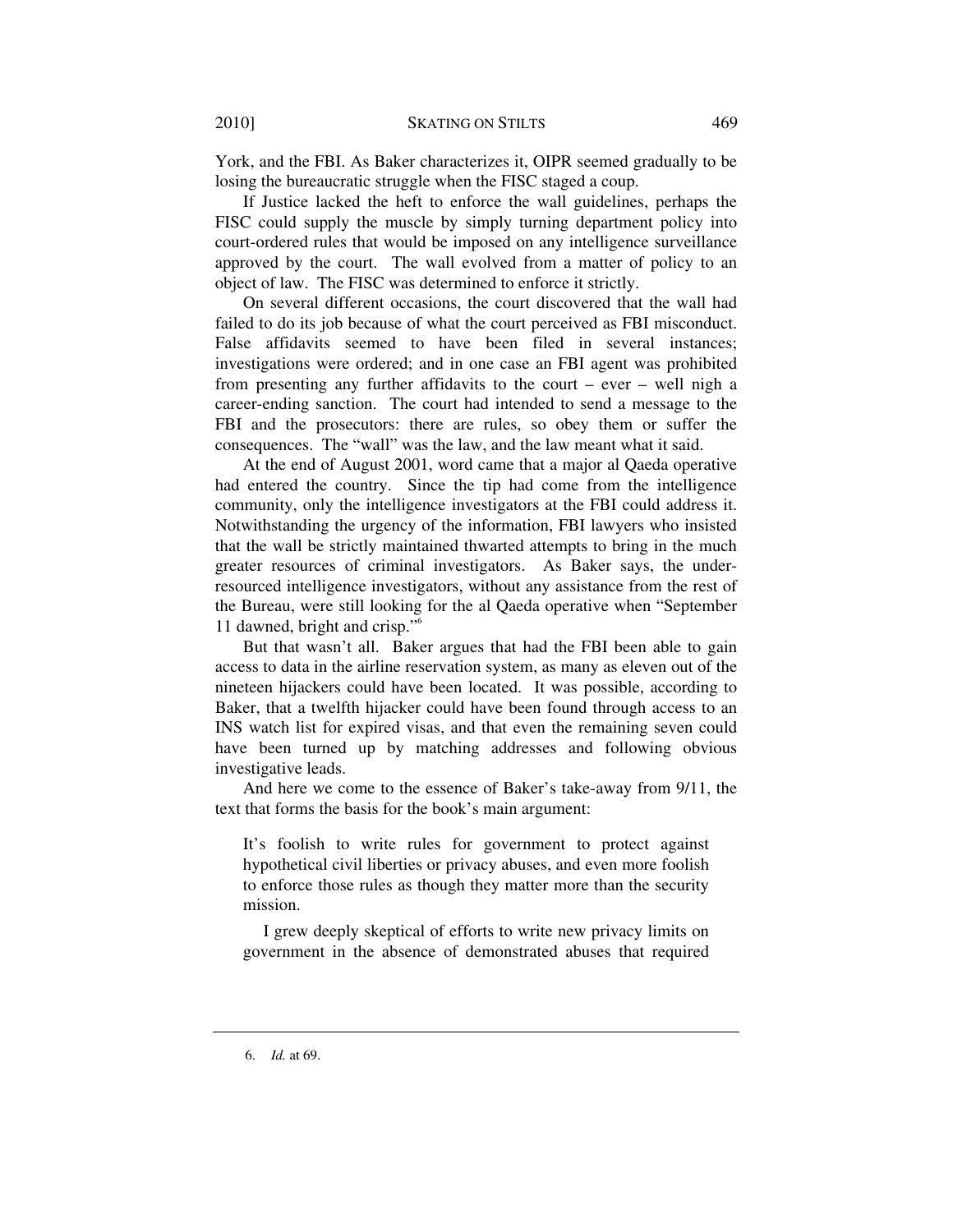York, and the FBI. As Baker characterizes it, OIPR seemed gradually to be losing the bureaucratic struggle when the FISC staged a coup.

If Justice lacked the heft to enforce the wall guidelines, perhaps the FISC could supply the muscle by simply turning department policy into court-ordered rules that would be imposed on any intelligence surveillance approved by the court. The wall evolved from a matter of policy to an object of law. The FISC was determined to enforce it strictly.

On several different occasions, the court discovered that the wall had failed to do its job because of what the court perceived as FBI misconduct. False affidavits seemed to have been filed in several instances; investigations were ordered; and in one case an FBI agent was prohibited from presenting any further affidavits to the court – ever – well nigh a career-ending sanction. The court had intended to send a message to the FBI and the prosecutors: there are rules, so obey them or suffer the consequences. The "wall" was the law, and the law meant what it said.

At the end of August 2001, word came that a major al Qaeda operative had entered the country. Since the tip had come from the intelligence community, only the intelligence investigators at the FBI could address it. Notwithstanding the urgency of the information, FBI lawyers who insisted that the wall be strictly maintained thwarted attempts to bring in the much greater resources of criminal investigators. As Baker says, the under-resourced intelligence investigators, without any assistance from the rest of the Bureau, were still looking for the al Qaeda operative when "September 11 dawned, bright and crisp."[6]

But that wasn't all. Baker argues that had the FBI been able to gain access to data in the airline reservation system, as many as eleven out of the nineteen hijackers could have been located. It was possible, according to Baker, that a twelfth hijacker could have been found through access to an INS watch list for expired visas, and that even the remaining seven could have been turned up by matching addresses and following obvious investigative leads.

And here we come to the essence of Baker's take-away from 9/11, the text that forms the basis for the book's main argument:

> It's foolish to write rules for government to protect against hypothetical civil liberties or privacy abuses, and even more foolish to enforce those rules as though they matter more than the security mission.
>
> I grew deeply skeptical of efforts to write new privacy limits on government in the absence of demonstrated abuses that required

---

6. *Id.* at 69.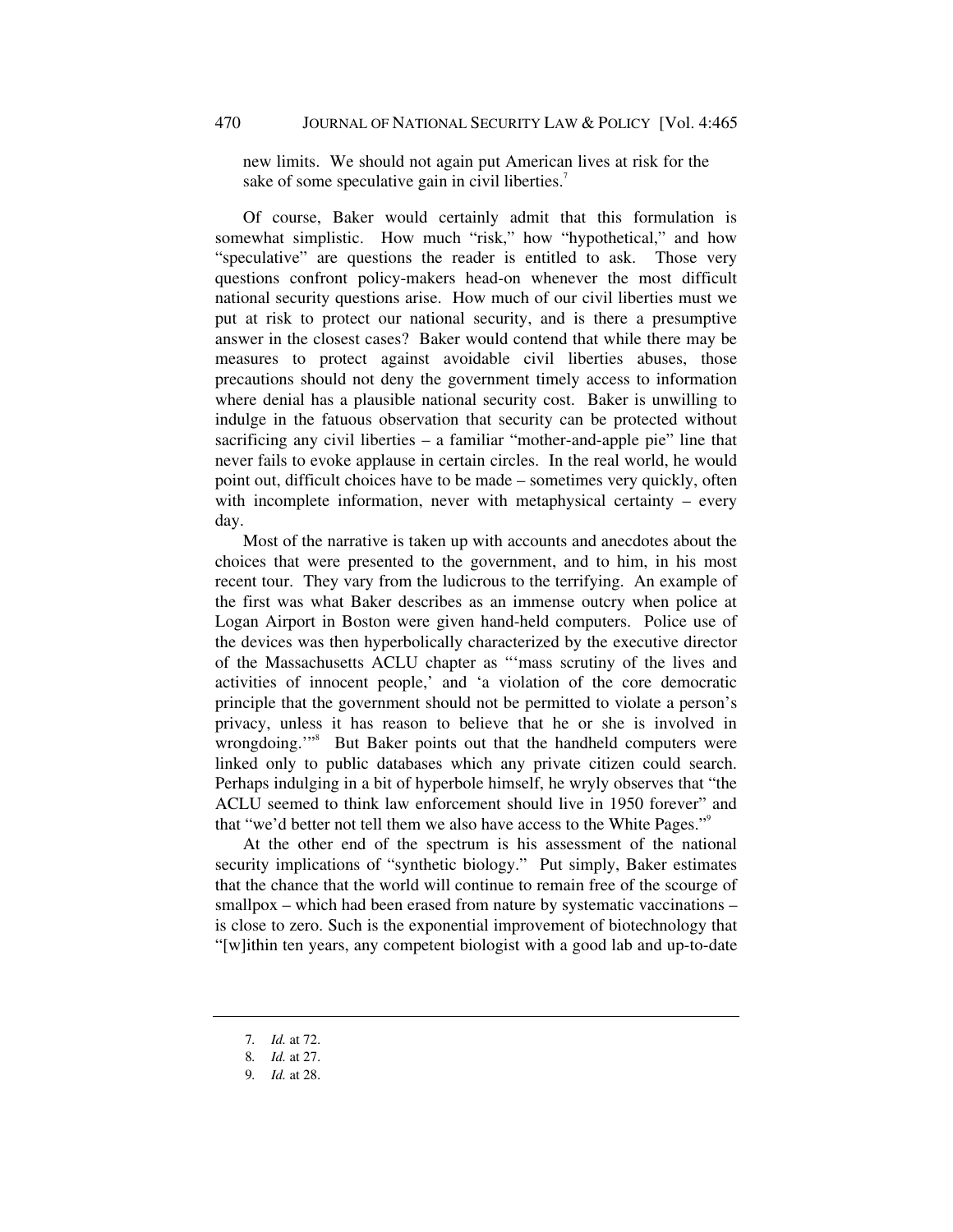new limits. We should not again put American lives at risk for the sake of some speculative gain in civil liberties.[7]

Of course, Baker would certainly admit that this formulation is somewhat simplistic. How much "risk," how "hypothetical," and how "speculative" are questions the reader is entitled to ask. Those very questions confront policy-makers head-on whenever the most difficult national security questions arise. How much of our civil liberties must we put at risk to protect our national security, and is there a presumptive answer in the closest cases? Baker would contend that while there may be measures to protect against avoidable civil liberties abuses, those precautions should not deny the government timely access to information where denial has a plausible national security cost. Baker is unwilling to indulge in the fatuous observation that security can be protected without sacrificing any civil liberties – a familiar "mother-and-apple pie" line that never fails to evoke applause in certain circles. In the real world, he would point out, difficult choices have to be made – sometimes very quickly, often with incomplete information, never with metaphysical certainty – every day.

Most of the narrative is taken up with accounts and anecdotes about the choices that were presented to the government, and to him, in his most recent tour. They vary from the ludicrous to the terrifying. An example of the first was what Baker describes as an immense outcry when police at Logan Airport in Boston were given hand-held computers. Police use of the devices was then hyperbolically characterized by the executive director of the Massachusetts ACLU chapter as "'mass scrutiny of the lives and activities of innocent people,' and 'a violation of the core democratic principle that the government should not be permitted to violate a person's privacy, unless it has reason to believe that he or she is involved in wrongdoing.'"[8] But Baker points out that the handheld computers were linked only to public databases which any private citizen could search. Perhaps indulging in a bit of hyperbole himself, he wryly observes that "the ACLU seemed to think law enforcement should live in 1950 forever" and that "we'd better not tell them we also have access to the White Pages."[9]

At the other end of the spectrum is his assessment of the national security implications of "synthetic biology." Put simply, Baker estimates that the chance that the world will continue to remain free of the scourge of smallpox – which had been erased from nature by systematic vaccinations – is close to zero. Such is the exponential improvement of biotechnology that "[w]ithin ten years, any competent biologist with a good lab and up-to-date

---

7. *Id.* at 72.
8. *Id.* at 27.
9. *Id.* at 28.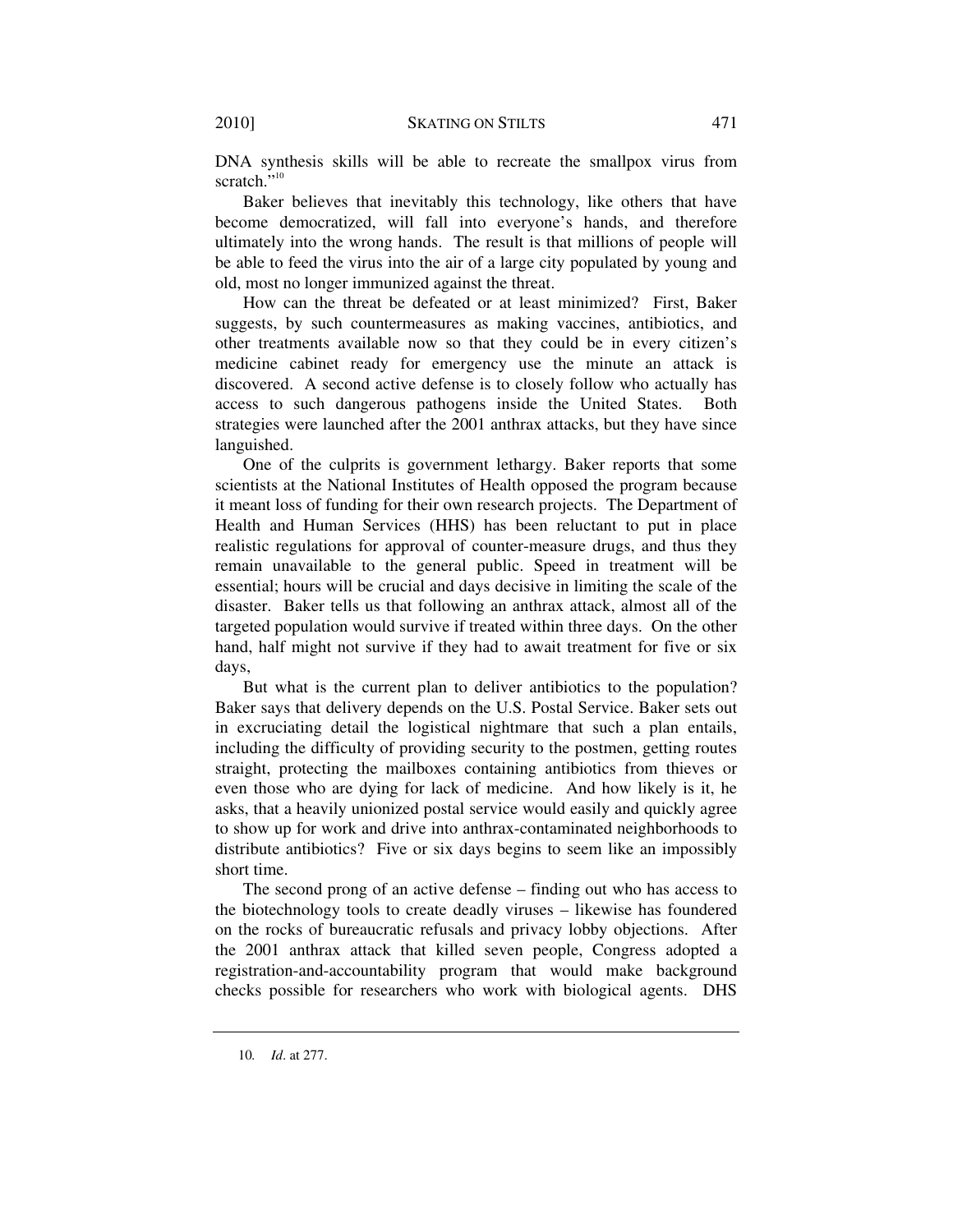DNA synthesis skills will be able to recreate the smallpox virus from scratch."[10]

Baker believes that inevitably this technology, like others that have become democratized, will fall into everyone's hands, and therefore ultimately into the wrong hands. The result is that millions of people will be able to feed the virus into the air of a large city populated by young and old, most no longer immunized against the threat.

How can the threat be defeated or at least minimized? First, Baker suggests, by such countermeasures as making vaccines, antibiotics, and other treatments available now so that they could be in every citizen's medicine cabinet ready for emergency use the minute an attack is discovered. A second active defense is to closely follow who actually has access to such dangerous pathogens inside the United States. Both strategies were launched after the 2001 anthrax attacks, but they have since languished.

One of the culprits is government lethargy. Baker reports that some scientists at the National Institutes of Health opposed the program because it meant loss of funding for their own research projects. The Department of Health and Human Services (HHS) has been reluctant to put in place realistic regulations for approval of counter-measure drugs, and thus they remain unavailable to the general public. Speed in treatment will be essential; hours will be crucial and days decisive in limiting the scale of the disaster. Baker tells us that following an anthrax attack, almost all of the targeted population would survive if treated within three days. On the other hand, half might not survive if they had to await treatment for five or six days,

But what is the current plan to deliver antibiotics to the population? Baker says that delivery depends on the U.S. Postal Service. Baker sets out in excruciating detail the logistical nightmare that such a plan entails, including the difficulty of providing security to the postmen, getting routes straight, protecting the mailboxes containing antibiotics from thieves or even those who are dying for lack of medicine. And how likely is it, he asks, that a heavily unionized postal service would easily and quickly agree to show up for work and drive into anthrax-contaminated neighborhoods to distribute antibiotics? Five or six days begins to seem like an impossibly short time.

The second prong of an active defense – finding out who has access to the biotechnology tools to create deadly viruses – likewise has foundered on the rocks of bureaucratic refusals and privacy lobby objections. After the 2001 anthrax attack that killed seven people, Congress adopted a registration-and-accountability program that would make background checks possible for researchers who work with biological agents. DHS

---

10. *Id*. at 277.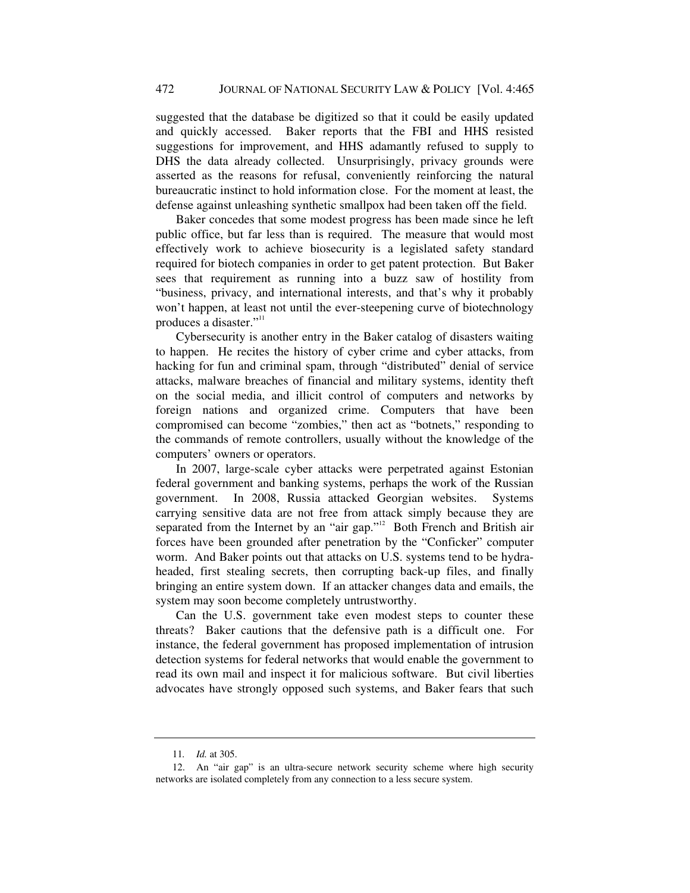suggested that the database be digitized so that it could be easily updated and quickly accessed. Baker reports that the FBI and HHS resisted suggestions for improvement, and HHS adamantly refused to supply to DHS the data already collected. Unsurprisingly, privacy grounds were asserted as the reasons for refusal, conveniently reinforcing the natural bureaucratic instinct to hold information close. For the moment at least, the defense against unleashing synthetic smallpox had been taken off the field.

Baker concedes that some modest progress has been made since he left public office, but far less than is required. The measure that would most effectively work to achieve biosecurity is a legislated safety standard required for biotech companies in order to get patent protection. But Baker sees that requirement as running into a buzz saw of hostility from "business, privacy, and international interests, and that's why it probably won't happen, at least not until the ever-steepening curve of biotechnology produces a disaster."[11]

Cybersecurity is another entry in the Baker catalog of disasters waiting to happen. He recites the history of cyber crime and cyber attacks, from hacking for fun and criminal spam, through "distributed" denial of service attacks, malware breaches of financial and military systems, identity theft on the social media, and illicit control of computers and networks by foreign nations and organized crime. Computers that have been compromised can become "zombies," then act as "botnets," responding to the commands of remote controllers, usually without the knowledge of the computers' owners or operators.

In 2007, large-scale cyber attacks were perpetrated against Estonian federal government and banking systems, perhaps the work of the Russian government. In 2008, Russia attacked Georgian websites. Systems carrying sensitive data are not free from attack simply because they are separated from the Internet by an "air gap."[12] Both French and British air forces have been grounded after penetration by the "Conficker" computer worm. And Baker points out that attacks on U.S. systems tend to be hydra-headed, first stealing secrets, then corrupting back-up files, and finally bringing an entire system down. If an attacker changes data and emails, the system may soon become completely untrustworthy.

Can the U.S. government take even modest steps to counter these threats? Baker cautions that the defensive path is a difficult one. For instance, the federal government has proposed implementation of intrusion detection systems for federal networks that would enable the government to read its own mail and inspect it for malicious software. But civil liberties advocates have strongly opposed such systems, and Baker fears that such

---

11. *Id.* at 305.

12. An "air gap" is an ultra-secure network security scheme where high security networks are isolated completely from any connection to a less secure system.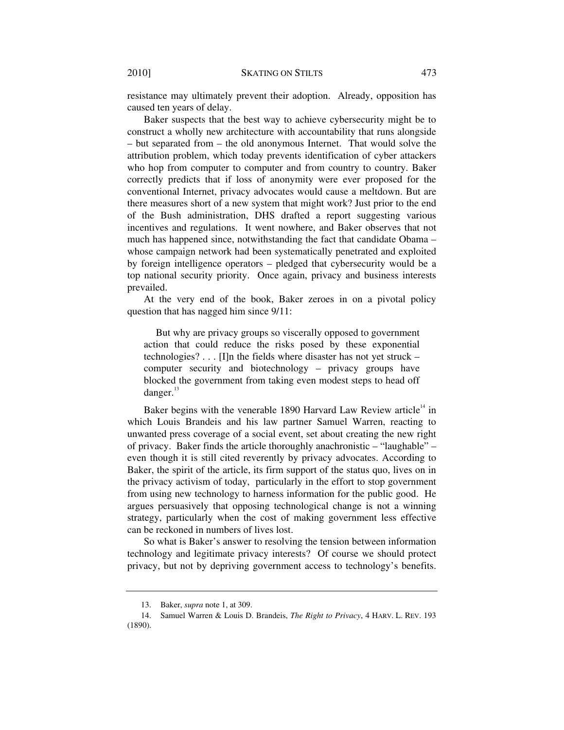resistance may ultimately prevent their adoption. Already, opposition has caused ten years of delay.

Baker suspects that the best way to achieve cybersecurity might be to construct a wholly new architecture with accountability that runs alongside – but separated from – the old anonymous Internet. That would solve the attribution problem, which today prevents identification of cyber attackers who hop from computer to computer and from country to country. Baker correctly predicts that if loss of anonymity were ever proposed for the conventional Internet, privacy advocates would cause a meltdown. But are there measures short of a new system that might work? Just prior to the end of the Bush administration, DHS drafted a report suggesting various incentives and regulations. It went nowhere, and Baker observes that not much has happened since, notwithstanding the fact that candidate Obama – whose campaign network had been systematically penetrated and exploited by foreign intelligence operators – pledged that cybersecurity would be a top national security priority. Once again, privacy and business interests prevailed.

At the very end of the book, Baker zeroes in on a pivotal policy question that has nagged him since 9/11:

> But why are privacy groups so viscerally opposed to government action that could reduce the risks posed by these exponential technologies? . . . [I]n the fields where disaster has not yet struck – computer security and biotechnology – privacy groups have blocked the government from taking even modest steps to head off danger.[13]

Baker begins with the venerable 1890 Harvard Law Review article[14] in which Louis Brandeis and his law partner Samuel Warren, reacting to unwanted press coverage of a social event, set about creating the new right of privacy. Baker finds the article thoroughly anachronistic – "laughable" – even though it is still cited reverently by privacy advocates. According to Baker, the spirit of the article, its firm support of the status quo, lives on in the privacy activism of today, particularly in the effort to stop government from using new technology to harness information for the public good. He argues persuasively that opposing technological change is not a winning strategy, particularly when the cost of making government less effective can be reckoned in numbers of lives lost.

So what is Baker's answer to resolving the tension between information technology and legitimate privacy interests? Of course we should protect privacy, but not by depriving government access to technology's benefits.

---

13. Baker, *supra* note 1, at 309.

14. Samuel Warren & Louis D. Brandeis, *The Right to Privacy*, 4 HARV. L. REV. 193 (1890).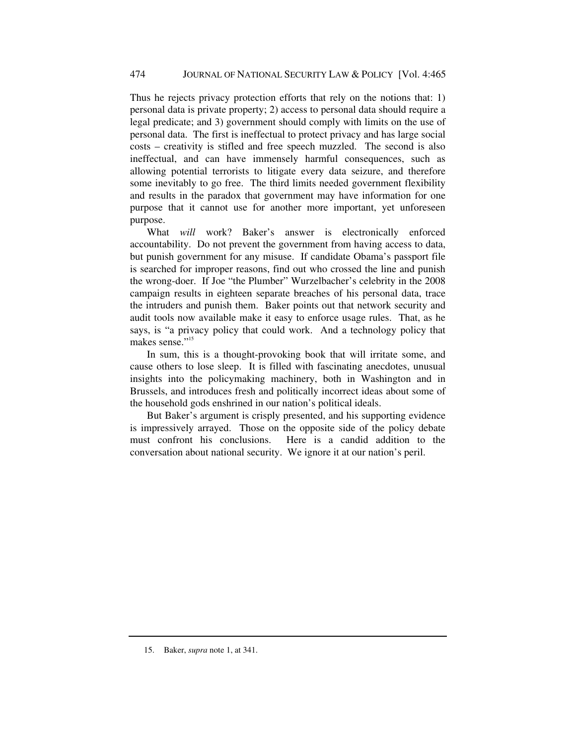Thus he rejects privacy protection efforts that rely on the notions that: 1) personal data is private property; 2) access to personal data should require a legal predicate; and 3) government should comply with limits on the use of personal data. The first is ineffectual to protect privacy and has large social costs – creativity is stifled and free speech muzzled. The second is also ineffectual, and can have immensely harmful consequences, such as allowing potential terrorists to litigate every data seizure, and therefore some inevitably to go free. The third limits needed government flexibility and results in the paradox that government may have information for one purpose that it cannot use for another more important, yet unforeseen purpose.

What *will* work? Baker's answer is electronically enforced accountability. Do not prevent the government from having access to data, but punish government for any misuse. If candidate Obama's passport file is searched for improper reasons, find out who crossed the line and punish the wrong-doer. If Joe "the Plumber" Wurzelbacher's celebrity in the 2008 campaign results in eighteen separate breaches of his personal data, trace the intruders and punish them. Baker points out that network security and audit tools now available make it easy to enforce usage rules. That, as he says, is "a privacy policy that could work. And a technology policy that makes sense."[15]

In sum, this is a thought-provoking book that will irritate some, and cause others to lose sleep. It is filled with fascinating anecdotes, unusual insights into the policymaking machinery, both in Washington and in Brussels, and introduces fresh and politically incorrect ideas about some of the household gods enshrined in our nation's political ideals.

But Baker's argument is crisply presented, and his supporting evidence is impressively arrayed. Those on the opposite side of the policy debate must confront his conclusions. Here is a candid addition to the conversation about national security. We ignore it at our nation's peril.

---

15. Baker, *supra* note 1, at 341.